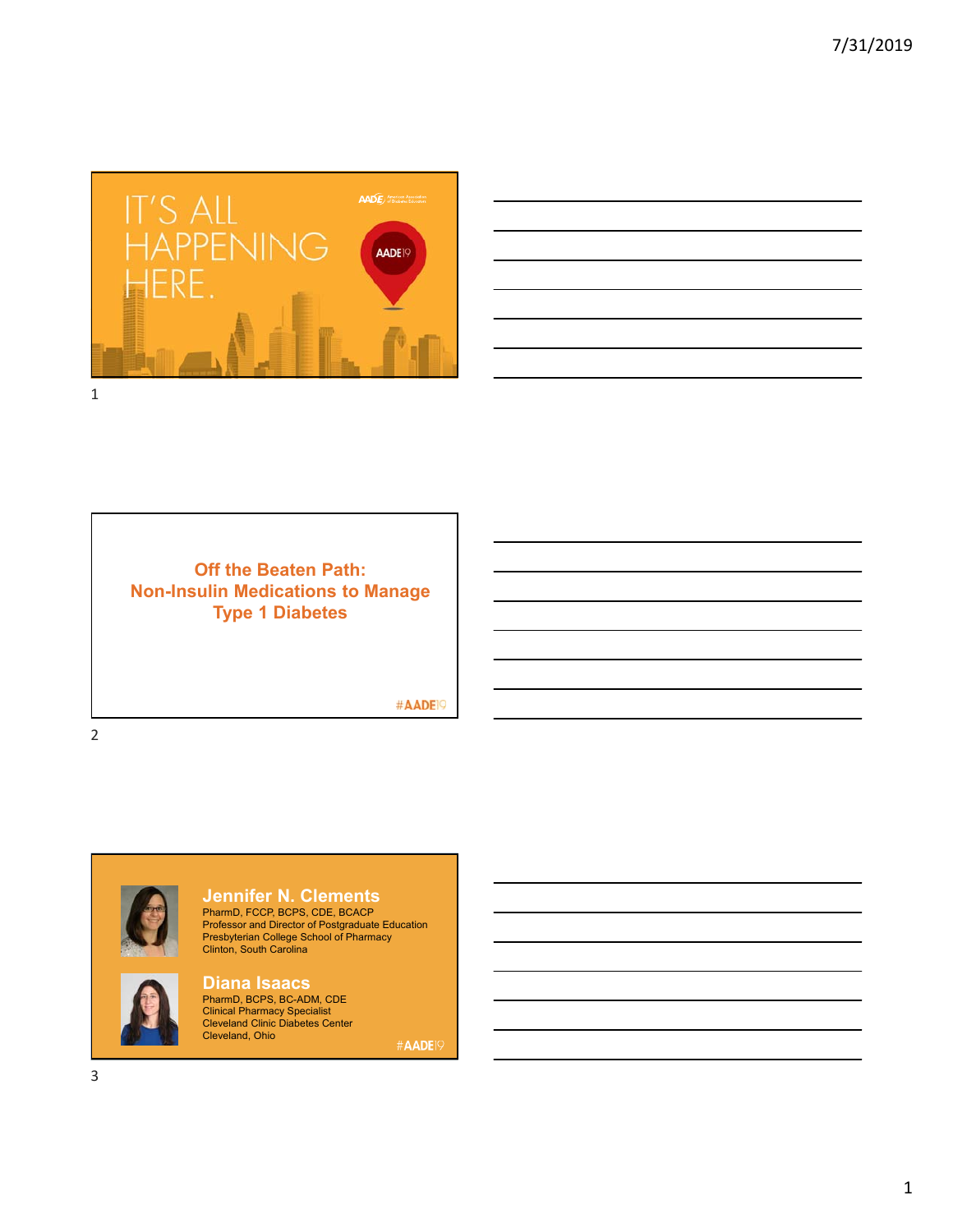IT'S ALL HAPPENING HERE.

AADE19

## Off the Beaten Path: Non-Insulin Medications to Manage Type 1 Diabetes

#AADE19

### Jennifer N. Clements

PharmD, FCCP, BCPS, CDE, BCACP
Professor and Director of Postgraduate Education
Presbyterian College School of Pharmacy
Clinton, South Carolina

### Diana Isaacs

PharmD, BCPS, BC-ADM, CDE
Clinical Pharmacy Specialist
Cleveland Clinic Diabetes Center
Cleveland, Ohio

#AADE19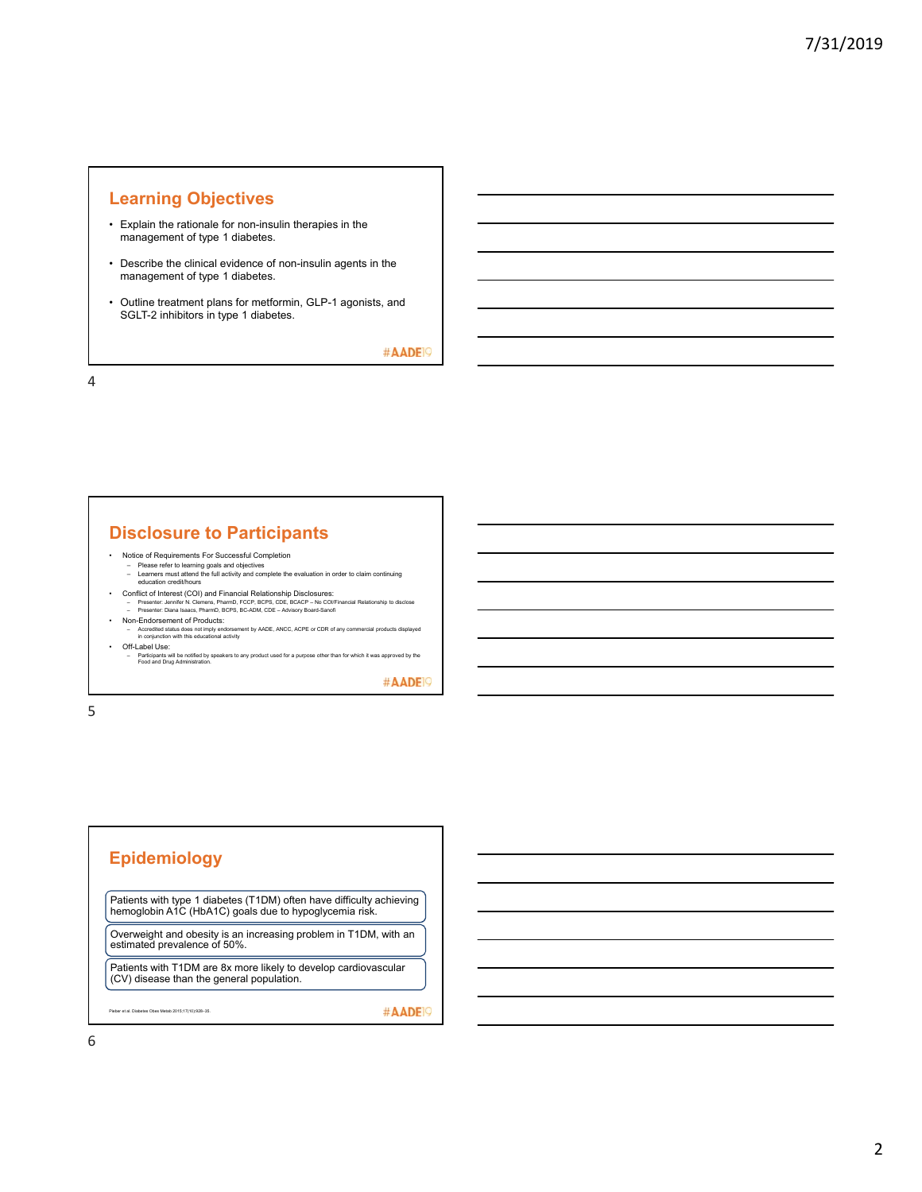## Learning Objectives

- Explain the rationale for non-insulin therapies in the management of type 1 diabetes.
- Describe the clinical evidence of non-insulin agents in the management of type 1 diabetes.
- Outline treatment plans for metformin, GLP-1 agonists, and SGLT-2 inhibitors in type 1 diabetes.

#AADE19

## Disclosure to Participants

- Notice of Requirements For Successful Completion
  - Please refer to learning goals and objectives
  - Learners must attend the full activity and complete the evaluation in order to claim continuing education credit/hours
- Conflict of Interest (COI) and Financial Relationship Disclosures:
  - Presenter: Jennifer N. Clemens, PharmD, FCCP, BCPS, CDE, BCACP – No COI/Financial Relationship to disclose
  - Presenter: Diana Isaacs, PharmD, BCPS, BC-ADM, CDE – Advisory Board-Sanofi
- Non-Endorsement of Products:
  - Accredited status does not imply endorsement by AADE, ANCC, ACPE or CDR of any commercial products displayed in conjunction with this educational activity
- Off-Label Use:
  - Participants will be notified by speakers to any product used for a purpose other than for which it was approved by the Food and Drug Administration.

#AADE19

## Epidemiology

Patients with type 1 diabetes (T1DM) often have difficulty achieving hemoglobin A1C (HbA1C) goals due to hypoglycemia risk.

Overweight and obesity is an increasing problem in T1DM, with an estimated prevalence of 50%.

Patients with T1DM are 8x more likely to develop cardiovascular (CV) disease than the general population.

Pieber et al. Diabetes Obes Metab 2015;17(10):928–35.

#AADE19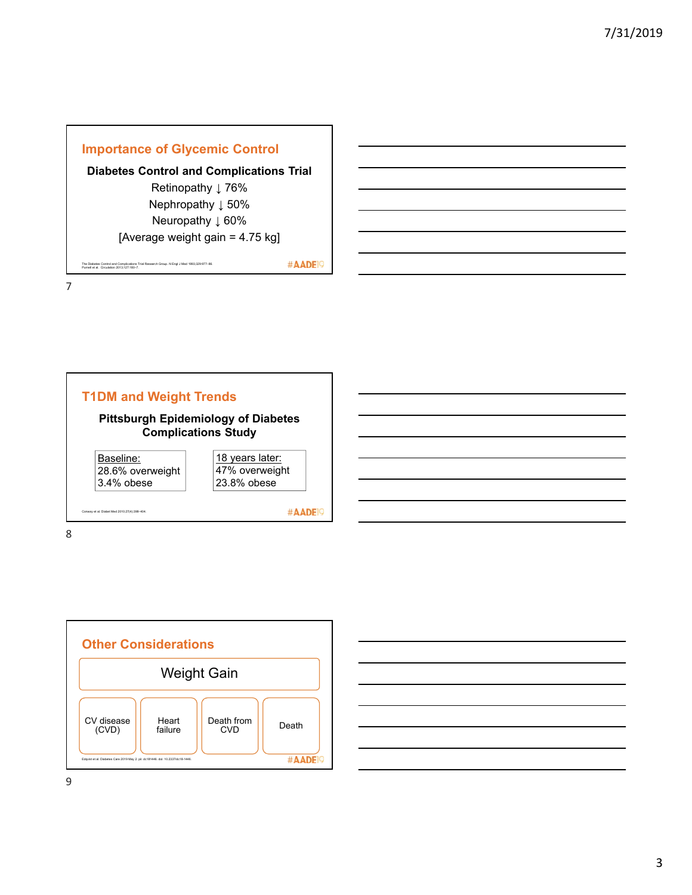## Importance of Glycemic Control

**Diabetes Control and Complications Trial**

Retinopathy ↓ 76%

Nephropathy ↓ 50%

Neuropathy ↓ 60%

[Average weight gain = 4.75 kg]

The Diabetes Control and Complications Trial Research Group. N Engl J Med 1993;329:977–86.
Purnell et al. Circulation 2013;127:180–7.

#AADE19

## T1DM and Weight Trends

**Pittsburgh Epidemiology of Diabetes Complications Study**

| Baseline: | 18 years later: |
| --- | --- |
| 28.6% overweight | 47% overweight |
| 3.4% obese | 23.8% obese |

Conway et al. Diabet Med 2010;27(4):398–404.

#AADE19

## Other Considerations

Weight Gain

- CV disease (CVD)
- Heart failure
- Death from CVD
- Death

Edqvist et al. Diabetes Care 2019 May 2. pii: dc181446. doi: 10.2337/dc18-1446.

#AADE19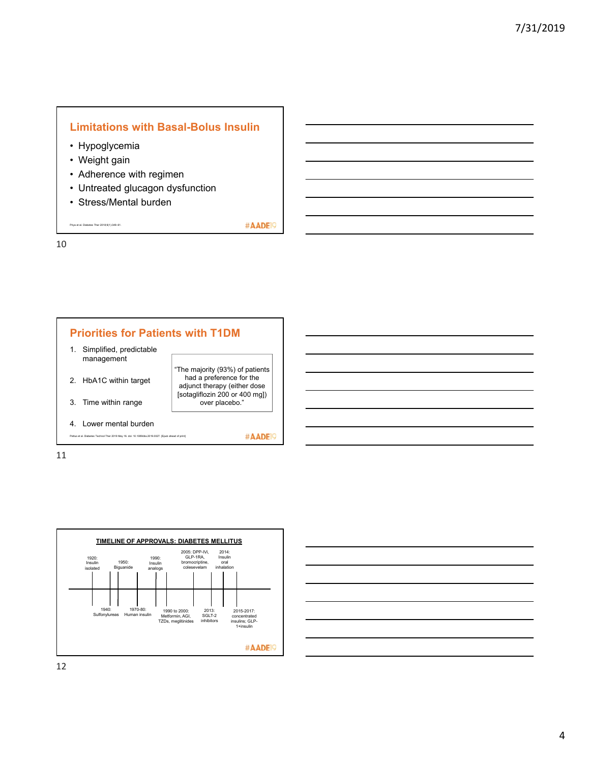## Limitations with Basal-Bolus Insulin

- Hypoglycemia
- Weight gain
- Adherence with regimen
- Untreated glucagon dysfunction
- Stress/Mental burden

Priya et al. Diabetes Ther 2018;9(1):349–61.

#AADE19

## Priorities for Patients with T1DM

1. Simplified, predictable management
2. HbA1C within target
3. Time within range
4. Lower mental burden

"The majority (93%) of patients had a preference for the adjunct therapy (either dose [sotagliflozin 200 or 400 mg]) over placebo."

Pettus et al. Diabetes Technol Ther 2019 May 16. doi: 10.1089/dia.2019.0027. [Epub ahead of print]

#AADE19

## TIMELINE OF APPROVALS: DIABETES MELLITUS

- 1920: Insulin isolated
- 1940: Sulfonylureas
- 1950: Biguanide
- 1970-80: Human insulin
- 1990: Insulin analogs
- 1990 to 2000: Metformin, AGI, TZDs, meglitinides
- 2005: DPP-IVi, GLP-1RA, bromocriptine, colesevelam
- 2013: SGLT-2 inhibitors
- 2014: Insulin oral inhalation
- 2015-2017: concentrated insulins; GLP-1+insulin

#AADE19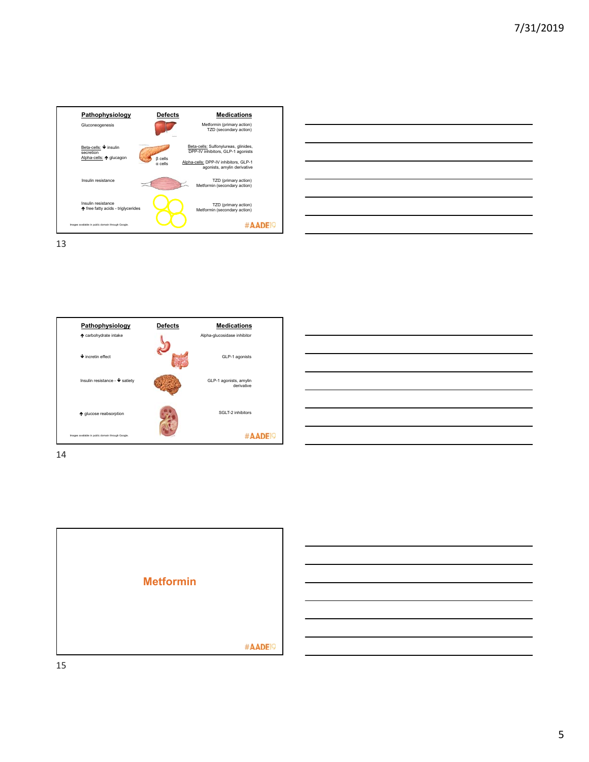| Pathophysiology | Defects | Medications |
|---|---|---|
| Gluconeogenesis | | Metformin (primary action) TZD (secondary action) |
| Beta-cells: ↓ insulin secretion Alpha-cells: ↑ glucagon | β cells α cells | Beta-cells: Sulfonylureas, glinides, DPP-IV inhibitors, GLP-1 agonists Alpha-cells: DPP-IV inhibitors, GLP-1 agonists, amylin derivative |
| Insulin resistance | | TZD (primary action) Metformin (secondary action) |
| Insulin resistance ↑ free fatty acids - triglycerides | | TZD (primary action) Metformin (secondary action) |

Images available in public domain through Google.

#AADE19

| Pathophysiology | Defects | Medications |
|---|---|---|
| ↑ carbohydrate intake | | Alpha-glucosidase inhibitor |
| ↓ incretin effect | | GLP-1 agonists |
| Insulin resistance - ↓ satiety | | GLP-1 agonists, amylin derivative |
| ↑ glucose reabsorption | | SGLT-2 inhibitors |

Images available in public domain through Google.

#AADE19

## Metformin

#AADE19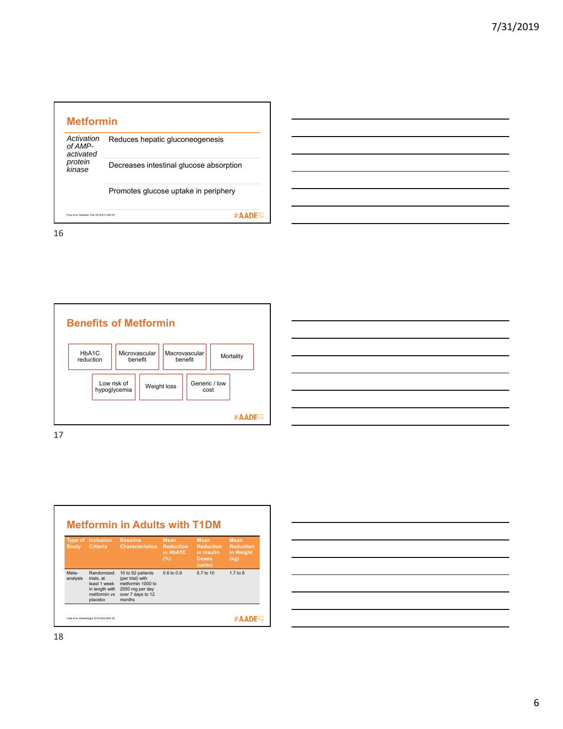## Metformin

| | |
|---|---|
| *Activation of AMP-activated protein kinase* | Reduces hepatic gluconeogenesis |
| | Decreases intestinal glucose absorption |
| | Promotes glucose uptake in periphery |

Priya et al. Diabetes Ther 2018;9(1):349–61.

## Benefits of Metformin

- HbA1C reduction
- Microvascular benefit
- Macrovascular benefit
- Mortality
- Low risk of hypoglycemia
- Weight loss
- Generic / low cost

## Metformin in Adults with T1DM

| Type of Study | Inclusion Criteria | Baseline Characteristics | Mean Reduction in HbA1C (%) | Mean Reduction in Insulin Doses (units) | Mean Reduction in Weight (kg) |
|---|---|---|---|---|---|
| Meta-analysis | Randomized trials, at least 1 week in length with metformin vs placebo | 10 to 92 patients (per trial) with metformin 1000 to 2550 mg per day over 7 days to 12 months | 0.6 to 0.9 | 5.7 to 10 | 1.7 to 6 |

Vella et al. Diabetologia 2010;53(5):809–20.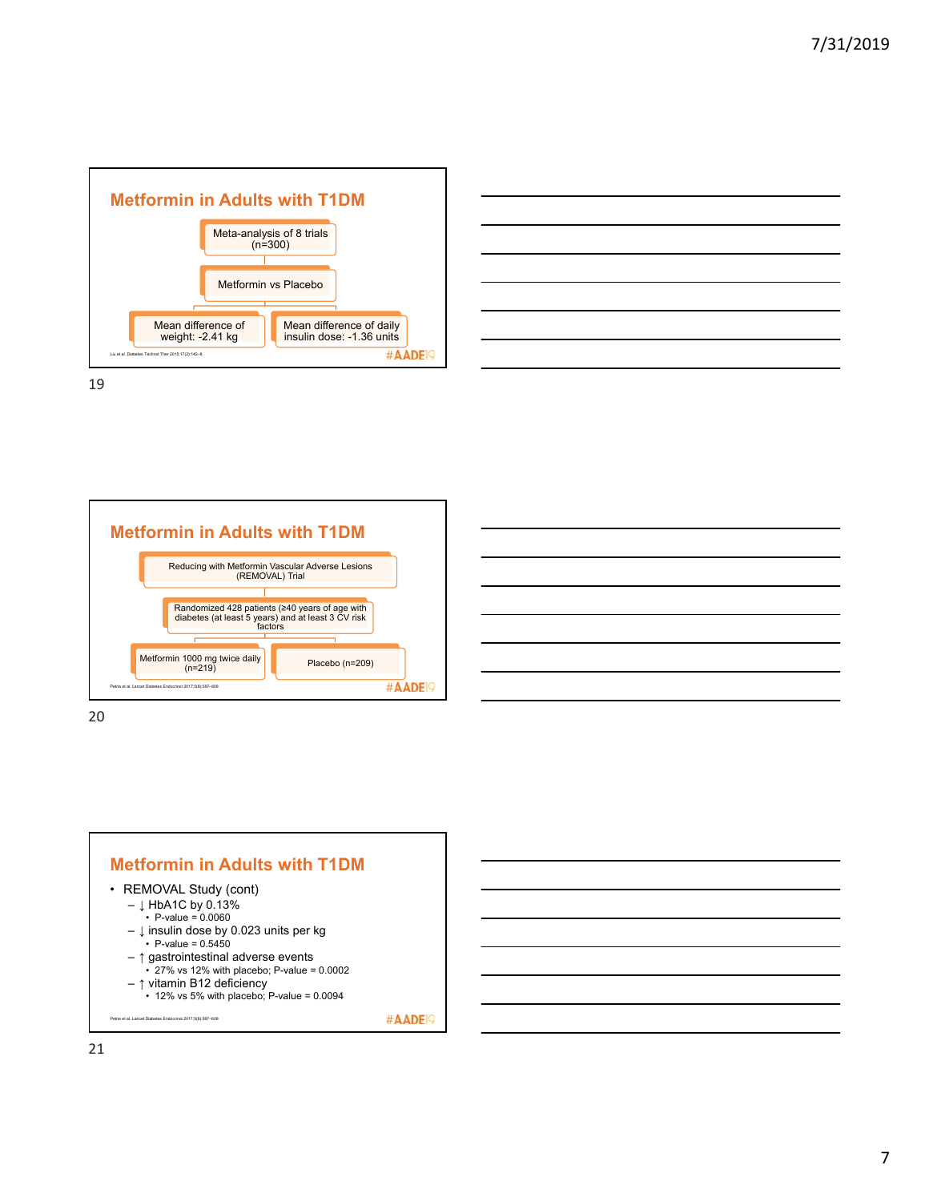## Metformin in Adults with T1DM

- Meta-analysis of 8 trials (n=300)
  - Metformin vs Placebo
    - Mean difference of weight: -2.41 kg
    - Mean difference of daily insulin dose: -1.36 units

Liu et al. Diabetes Technol Ther 2015;17(2):142–8.

#AADE19

## Metformin in Adults with T1DM

- Reducing with Metformin Vascular Adverse Lesions (REMOVAL) Trial
  - Randomized 428 patients (≥40 years of age with diabetes (at least 5 years) and at least 3 CV risk factors
    - Metformin 1000 mg twice daily (n=219)
    - Placebo (n=209)

Petrie et al. Lancet Diabetes Endocrinol 2017;5(8):597–609.

#AADE19

## Metformin in Adults with T1DM

- REMOVAL Study (cont)
  - ↓ HbA1C by 0.13%
    - P-value = 0.0060
  - ↓ insulin dose by 0.023 units per kg
    - P-value = 0.5450
  - ↑ gastrointestinal adverse events
    - 27% vs 12% with placebo; P-value = 0.0002
  - ↑ vitamin B12 deficiency
    - 12% vs 5% with placebo; P-value = 0.0094

Petrie et al. Lancet Diabetes Endocrinol 2017;5(8):597–609.

#AADE19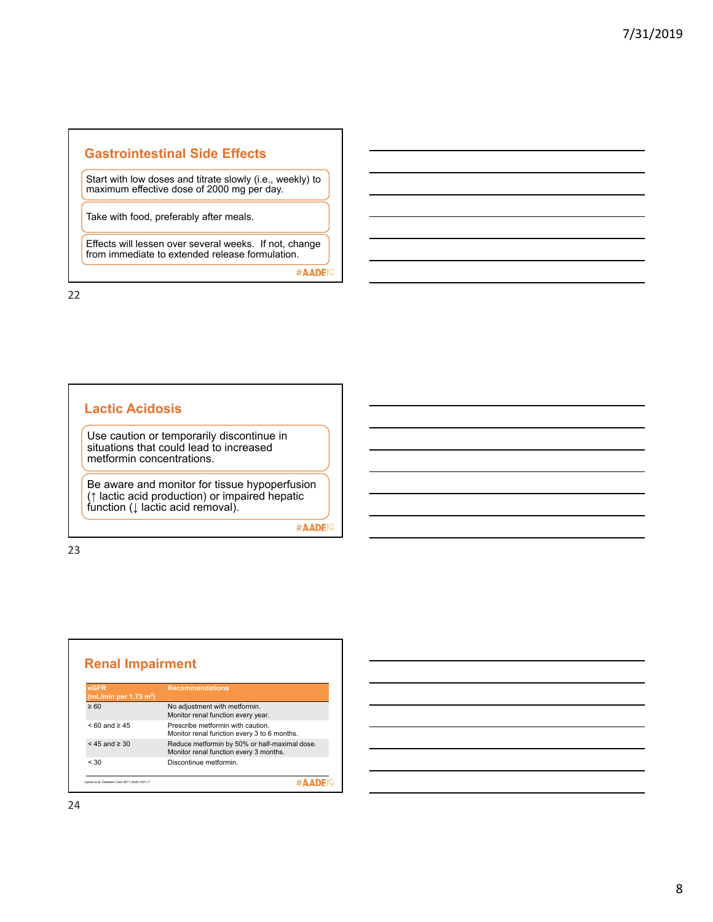## Gastrointestinal Side Effects

Start with low doses and titrate slowly (i.e., weekly) to maximum effective dose of 2000 mg per day.

Take with food, preferably after meals.

Effects will lessen over several weeks. If not, change from immediate to extended release formulation.

#AADE19

## Lactic Acidosis

Use caution or temporarily discontinue in situations that could lead to increased metformin concentrations.

Be aware and monitor for tissue hypoperfusion (↑ lactic acid production) or impaired hepatic function (↓ lactic acid removal).

#AADE19

## Renal Impairment

| eGFR (mL/min per 1.73 m$^2$) | Recommendations |
|---|---|
| ≥ 60 | No adjustment with metformin. Monitor renal function every year. |
| < 60 and ≥ 45 | Prescribe metformin with caution. Monitor renal function every 3 to 6 months. |
| < 45 and ≥ 30 | Reduce metformin by 50% or half-maximal dose. Monitor renal function every 3 months. |
| < 30 | Discontinue metformin. |

Lipska et al. Diabetes Care 2011;34(6):1431-7.

#AADE19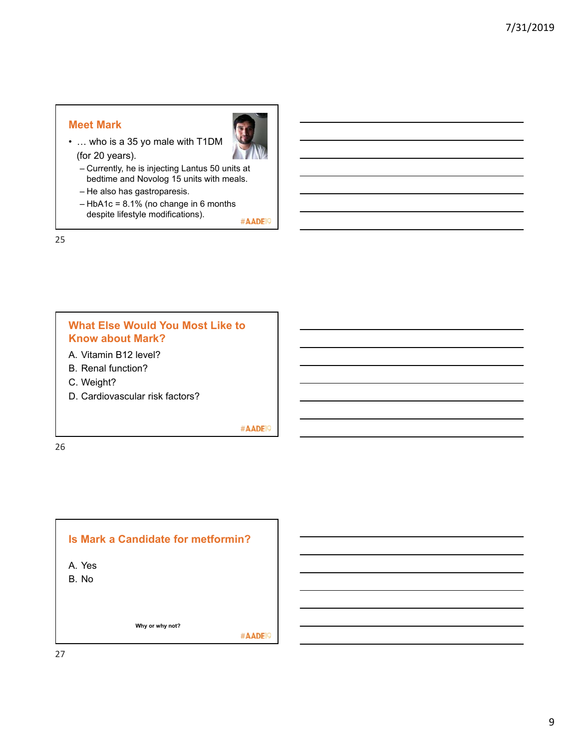## Meet Mark

- … who is a 35 yo male with T1DM (for 20 years).
  - Currently, he is injecting Lantus 50 units at bedtime and Novolog 15 units with meals.
  - He also has gastroparesis.
  - HbA1c = 8.1% (no change in 6 months despite lifestyle modifications).

#AADE19

## What Else Would You Most Like to Know about Mark?

A. Vitamin B12 level?
B. Renal function?
C. Weight?
D. Cardiovascular risk factors?

#AADE19

## Is Mark a Candidate for metformin?

A. Yes
B. No

**Why or why not?**

#AADE19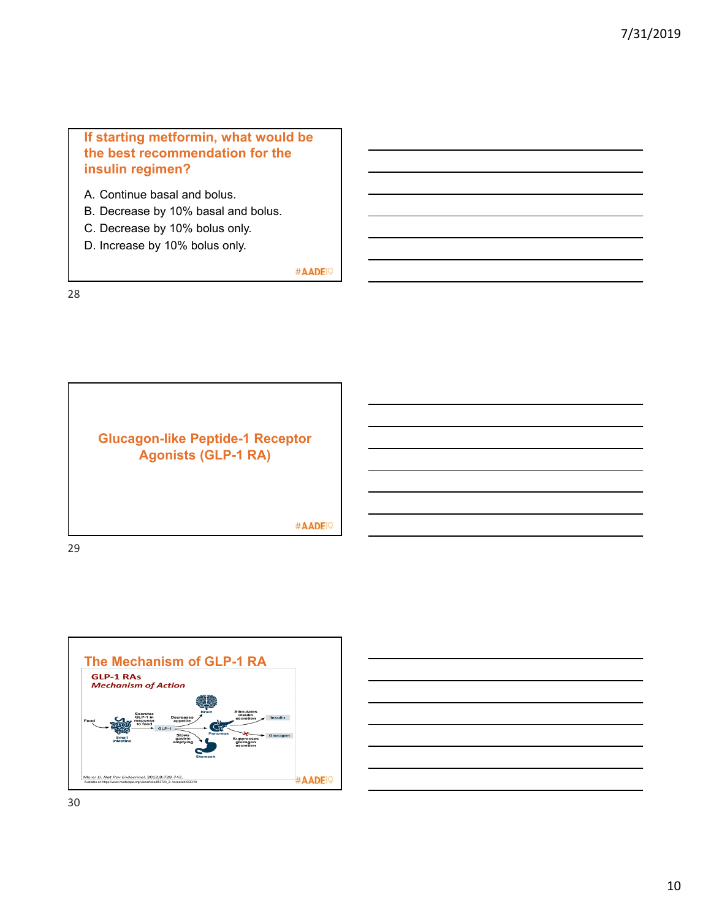## If starting metformin, what would be the best recommendation for the insulin regimen?

A. Continue basal and bolus.
B. Decrease by 10% basal and bolus.
C. Decrease by 10% bolus only.
D. Increase by 10% bolus only.

#AADE19

## Glucagon-like Peptide-1 Receptor Agonists (GLP-1 RA)

#AADE19

## The Mechanism of GLP-1 RA

**GLP-1 RAs**
***Mechanism of Action***

Food → Small intestine → Secretes GLP-1 in response to food → GLP-1 → Decreases appetite (Brain); Slows gastric emptying (Stomach); Pancreas → Stimulates insulin secretion (Insulin); Suppresses glucagon secretion (Glucagon)

Meier JJ. *Nat Rev Endocrinol.* 2012;8:728-742.
Available at: https://www.medscape.org/viewarticle/853720_2. Accessed 5/30/19.

#AADE19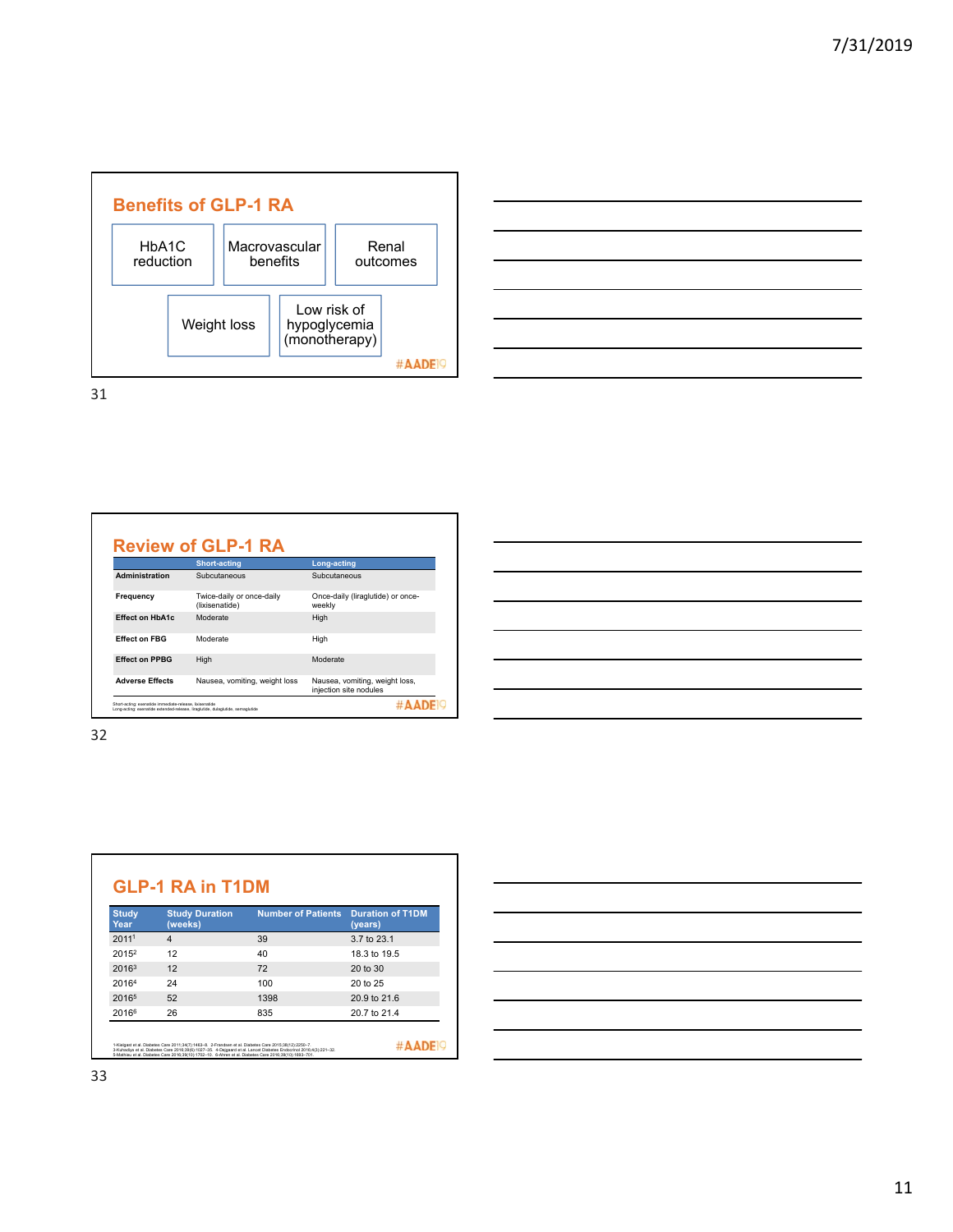## Benefits of GLP-1 RA

- HbA1C reduction
- Macrovascular benefits
- Renal outcomes
- Weight loss
- Low risk of hypoglycemia (monotherapy)

#AADE19

## Review of GLP-1 RA

| | Short-acting | Long-acting |
|---|---|---|
| **Administration** | Subcutaneous | Subcutaneous |
| **Frequency** | Twice-daily or once-daily (lixisenatide) | Once-daily (liraglutide) or once-weekly |
| **Effect on HbA1c** | Moderate | High |
| **Effect on FBG** | Moderate | High |
| **Effect on PPBG** | High | Moderate |
| **Adverse Effects** | Nausea, vomiting, weight loss | Nausea, vomiting, weight loss, injection site nodules |

Short-acting: exenatide immediate-release, lixisenatide
Long-acting: exenatide extended-release, liraglutide, dulaglutide, semaglutide

#AADE19

## GLP-1 RA in T1DM

| Study Year | Study Duration (weeks) | Number of Patients | Duration of T1DM (years) |
|---|---|---|---|
| 2011[1] | 4 | 39 | 3.7 to 23.1 |
| 2015[2] | 12 | 40 | 18.3 to 19.5 |
| 2016[3] | 12 | 72 | 20 to 30 |
| 2016[4] | 24 | 100 | 20 to 25 |
| 2016[5] | 52 | 1398 | 20.9 to 21.6 |
| 2016[6] | 26 | 835 | 20.7 to 21.4 |

1-Kielgast et al. Diabetes Care 2011;34(7):1463–8. 2-Frandsen et al. Diabetes Care 2015;38(12):2250–7.
3-Kuhadiya et al. Diabetes Care 2016;39(6):1027–35. 4-Dejgaard et al. Lancet Diabetes Endocrinol 2016;4(3):221–32.
5-Mathieu et al. Diabetes Care 2016;39(10):1702–10. 6-Ahren et al. Diabetes Care 2016;39(10):1693–701.

#AADE19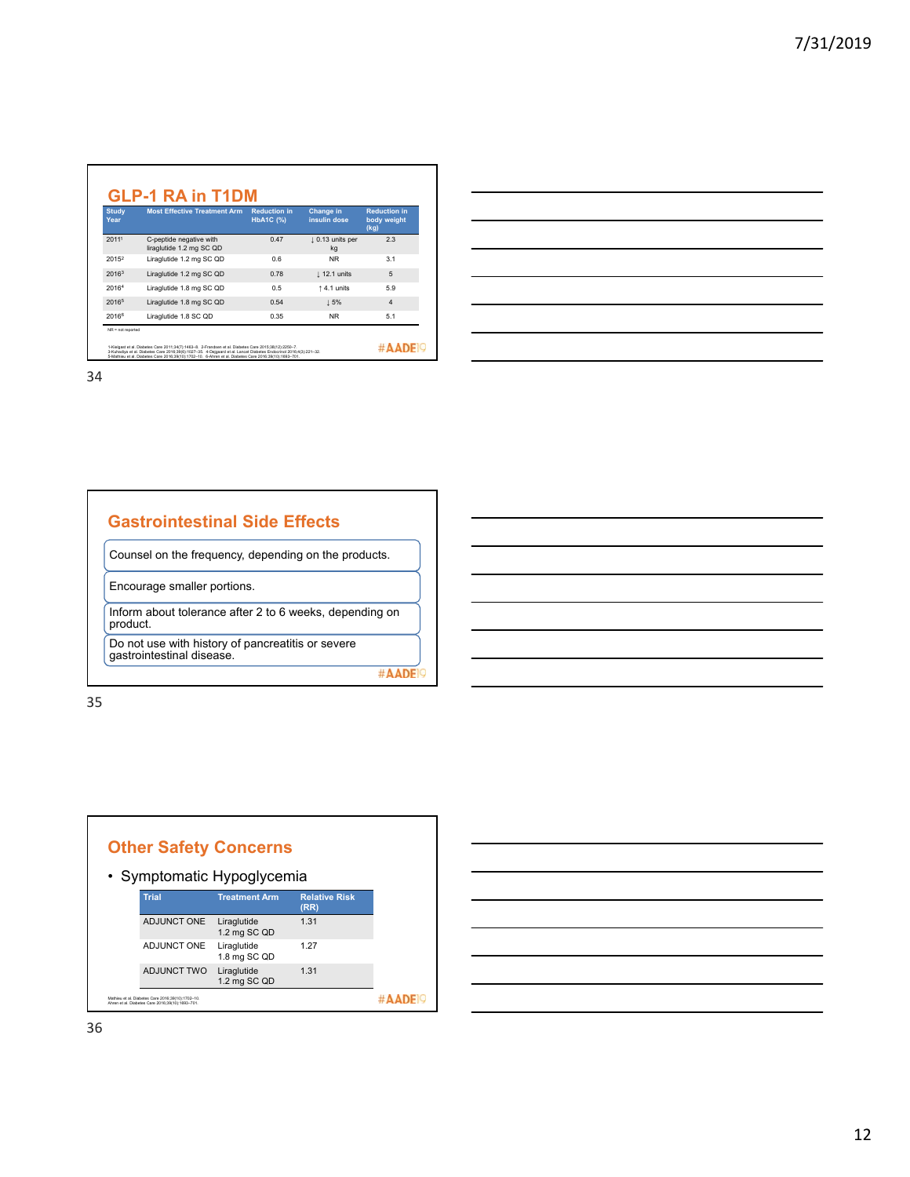## GLP-1 RA in T1DM

| Study Year | Most Effective Treatment Arm | Reduction in HbA1C (%) | Change in insulin dose | Reduction in body weight (kg) |
| --- | --- | --- | --- | --- |
| 2011[1] | C-peptide negative with liraglutide 1.2 mg SC QD | 0.47 | ↓ 0.13 units per kg | 2.3 |
| 2015[2] | Liraglutide 1.2 mg SC QD | 0.6 | NR | 3.1 |
| 2016[3] | Liraglutide 1.2 mg SC QD | 0.78 | ↓ 12.1 units | 5 |
| 2016[4] | Liraglutide 1.8 mg SC QD | 0.5 | ↑ 4.1 units | 5.9 |
| 2016[5] | Liraglutide 1.8 mg SC QD | 0.54 | ↓ 5% | 4 |
| 2016[6] | Liraglutide 1.8 SC QD | 0.35 | NR | 5.1 |

NR = not reported

1-Kielgast et al. Diabetes Care 2011;34(7):1463–8. 2-Frandsen et al. Diabetes Care 2015;38(12):2250–7. 3-Kuhadiya et al. Diabetes Care 2016;39(6):1027–35. 4-Dejgaard et al. Lancet Diabetes Endocrinol 2016;4(3):221–32. 5-Mathieu et al. Diabetes Care 2016;39(10):1702–10. 6-Ahren et al. Diabetes Care 2016;39(10):1693–701.

#AADE19

34

## Gastrointestinal Side Effects

- Counsel on the frequency, depending on the products.
- Encourage smaller portions.
- Inform about tolerance after 2 to 6 weeks, depending on product.
- Do not use with history of pancreatitis or severe gastrointestinal disease.

#AADE19

35

## Other Safety Concerns

- Symptomatic Hypoglycemia

| Trial | Treatment Arm | Relative Risk (RR) |
| --- | --- | --- |
| ADJUNCT ONE | Liraglutide 1.2 mg SC QD | 1.31 |
| ADJUNCT ONE | Liraglutide 1.8 mg SC QD | 1.27 |
| ADJUNCT TWO | Liraglutide 1.2 mg SC QD | 1.31 |

Mathieu et al. Diabetes Care 2016;39(10):1702–10.
Ahren et al. Diabetes Care 2016;39(10):1693–701.

#AADE19

36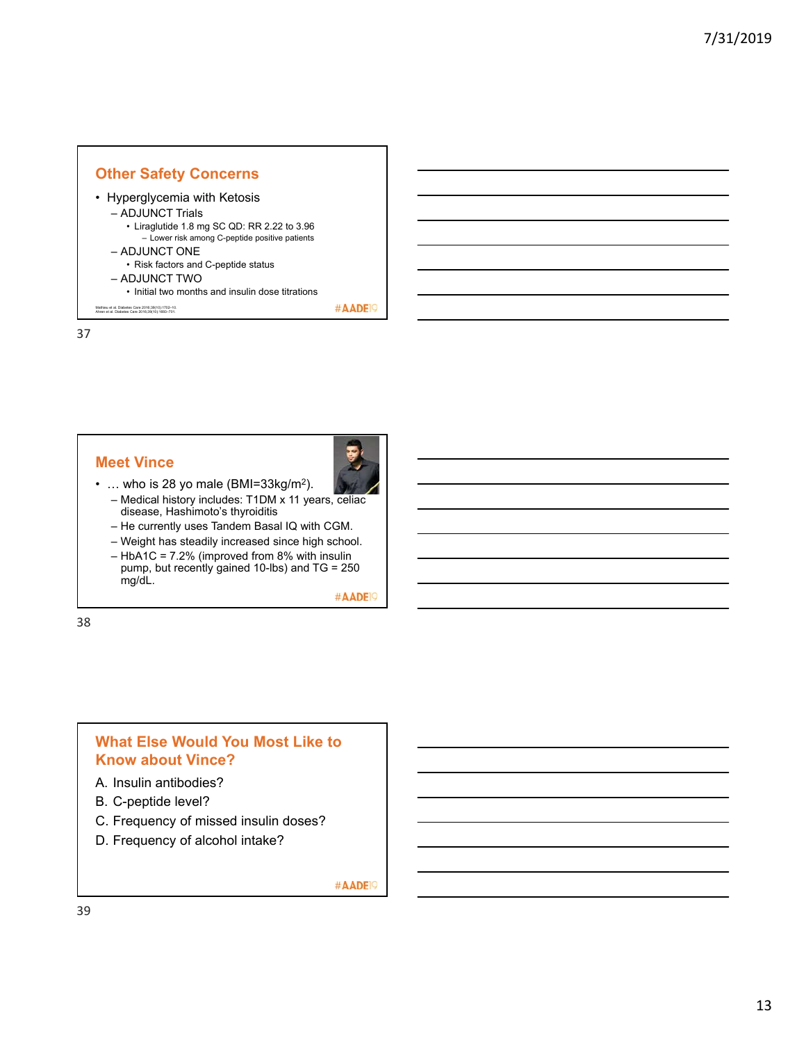## Other Safety Concerns

- Hyperglycemia with Ketosis
  - ADJUNCT Trials
    - Liraglutide 1.8 mg SC QD: RR 2.22 to 3.96
      - Lower risk among C-peptide positive patients
  - ADJUNCT ONE
    - Risk factors and C-peptide status
  - ADJUNCT TWO
    - Initial two months and insulin dose titrations

Mathieu et al. Diabetes Care 2016;39(10):1702–10.
Ahren et al. Diabetes Care 2016;39(10):1693–701.

#AADE19

## Meet Vince

- … who is 28 yo male (BMI=33kg/m$^2$).
  - Medical history includes: T1DM x 11 years, celiac disease, Hashimoto's thyroiditis
  - He currently uses Tandem Basal IQ with CGM.
  - Weight has steadily increased since high school.
  - HbA1C = 7.2% (improved from 8% with insulin pump, but recently gained 10-lbs) and TG = 250 mg/dL.

#AADE19

## What Else Would You Most Like to Know about Vince?

A. Insulin antibodies?
B. C-peptide level?
C. Frequency of missed insulin doses?
D. Frequency of alcohol intake?

#AADE19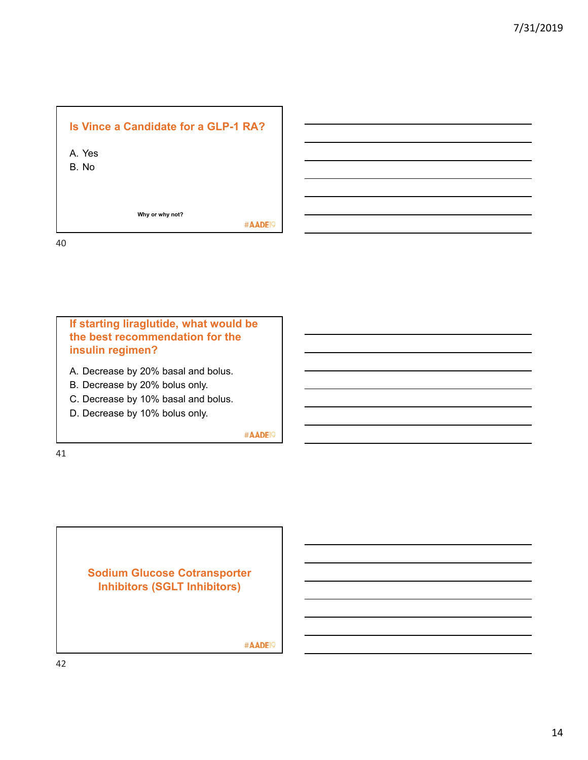## Is Vince a Candidate for a GLP-1 RA?

A. Yes
B. No

**Why or why not?**

#AADE19

## If starting liraglutide, what would be the best recommendation for the insulin regimen?

A. Decrease by 20% basal and bolus.
B. Decrease by 20% bolus only.
C. Decrease by 10% basal and bolus.
D. Decrease by 10% bolus only.

#AADE19

## Sodium Glucose Cotransporter Inhibitors (SGLT Inhibitors)

#AADE19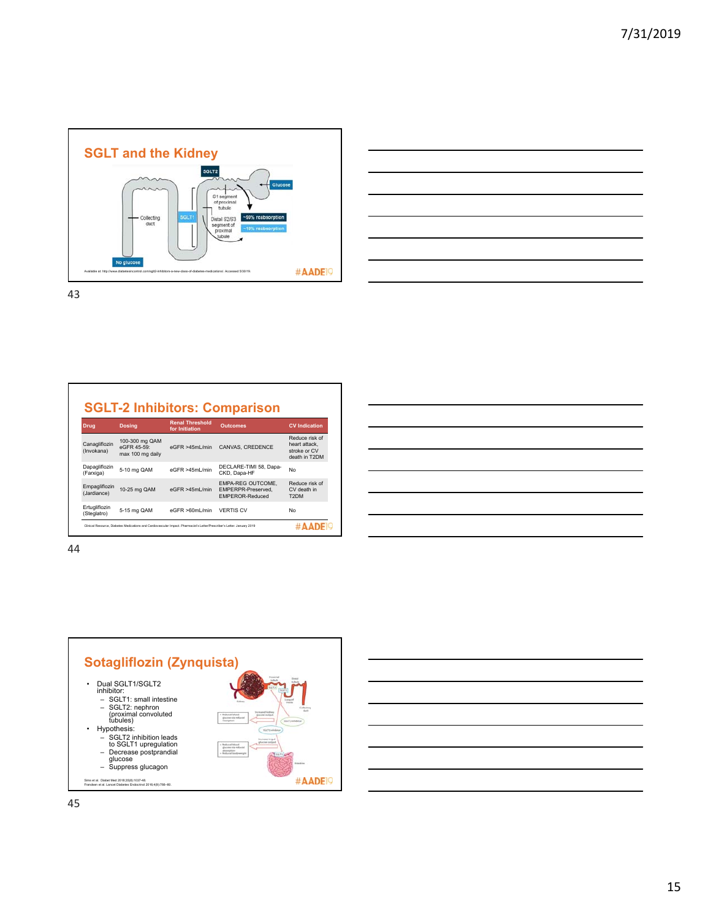## SGLT and the Kidney

SGLT2

Glucose

S1 segment of proximal tubule

~90% reabsorption

Collecting duct

SGLT1

Distal S2/S3 segment of proximal tubule

~10% reabsorption

No glucose

Available at: http://www.diabetesincontrol.com/sglt2-inhibitors-a-new-class-of-diabetes-medications/. Accessed 5/30/19.

#AADE19

## SGLT-2 Inhibitors: Comparison

| Drug | Dosing | Renal Threshold for Initiation | Outcomes | CV Indication |
|---|---|---|---|---|
| Canagliflozin (Invokana) | 100-300 mg QAM eGFR 45-59: max 100 mg daily | eGFR >45mL/min | CANVAS, CREDENCE | Reduce risk of heart attack, stroke or CV death in T2DM |
| Dapagliflozin (Farxiga) | 5-10 mg QAM | eGFR >45mL/min | DECLARE-TIMI 58, Dapa-CKD, Dapa-HF | No |
| Empagliflozin (Jardiance) | 10-25 mg QAM | eGFR >45mL/min | EMPA-REG OUTCOME, EMPERPR-Preserved, EMPEROR-Reduced | Reduce risk of CV death in T2DM |
| Ertugliflozin (Steglatro) | 5-15 mg QAM | eGFR >60mL/min | VERTIS CV | No |

Clinical Resource, Diabetes Medications and Cardiovascular Impact. Pharmacist's Letter/Prescriber's Letter. January 2019

#AADE19

## Sotagliflozin (Zynquista)

- Dual SGLT1/SGLT2 inhibitor:
  - SGLT1: small intestine
  - SGLT2: nephron (proximal convoluted tubules)
- Hypothesis:
  - SGLT2 inhibition leads to SGLT1 upregulation
  - Decrease postprandial glucose
  - Suppress glucagon

Sims et al. Diabet Med 2018;35(8):1037-48.
Frandsen et al. Lancet Diabetes Endocrinol 2016;4(9):766–80.

#AADE19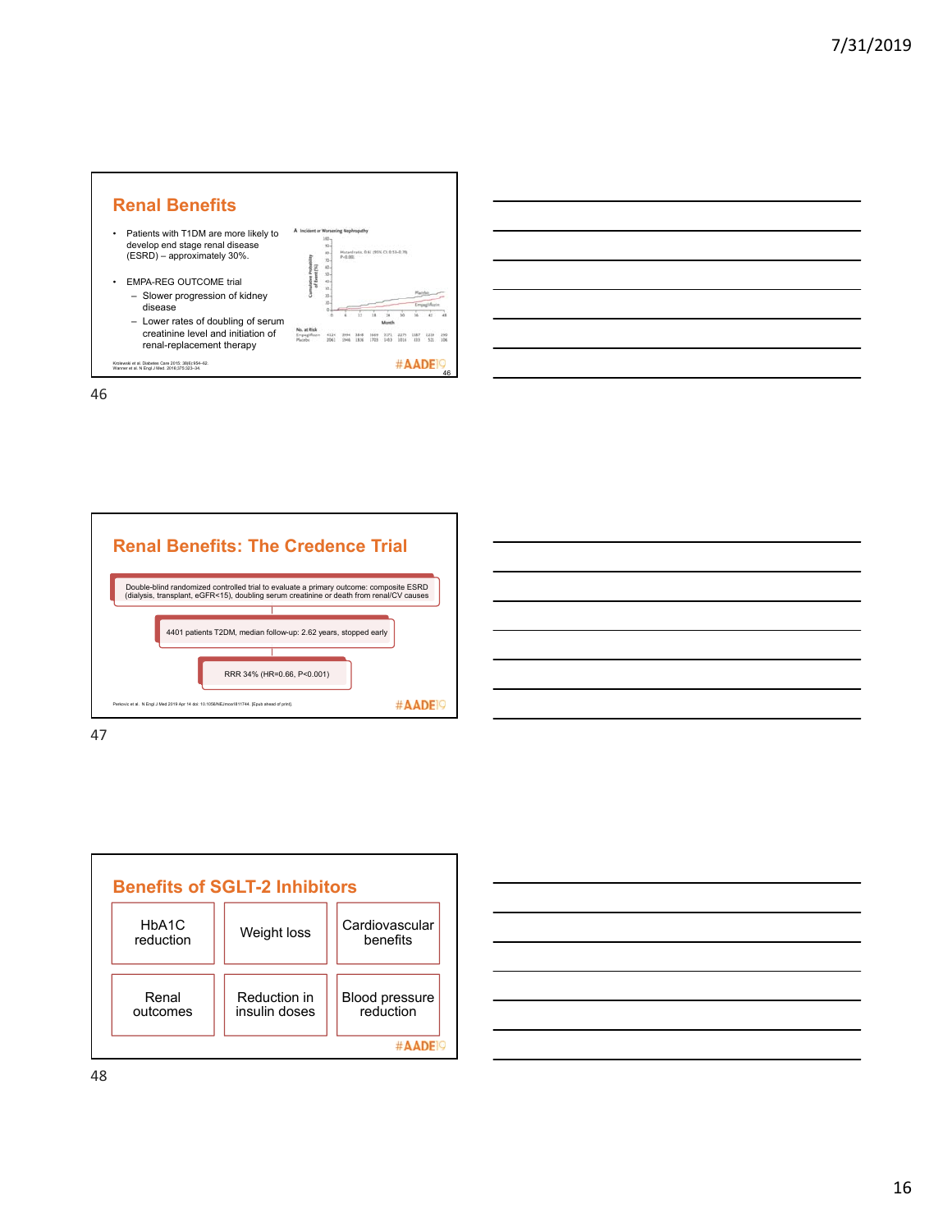## Renal Benefits

- Patients with T1DM are more likely to develop end stage renal disease (ESRD) – approximately 30%.
- EMPA-REG OUTCOME trial
  - Slower progression of kidney disease
  - Lower rates of doubling of serum creatinine level and initiation of renal-replacement therapy

A Incident or Worsening Nephropathy

Hazard ratio, 0.61 (95% CI, 0.53–0.70)
P<0.001

Cumulative Probability of Event (%)

Placebo
Empagliflozin

Month: 0, 6, 12, 18, 24, 30, 36, 42, 48

| No. at Risk | | | | | | | | | |
|---|---|---|---|---|---|---|---|---|---|
| Empagliflozin | 4124 | 3994 | 3848 | 3669 | 3171 | 2279 | 1887 | 1219 | 290 |
| Placebo | 2061 | 1946 | 1836 | 1703 | 1433 | 1016 | 833 | 521 | 106 |

Krolewski et al. Diabetes Care 2015; 38(6):954–62.
Wanner et al. N Engl J Med. 2016;375:323–34.

#AADE19

## Renal Benefits: The Credence Trial

Double-blind randomized controlled trial to evaluate a primary outcome: composite ESRD (dialysis, transplant, eGFR<15), doubling serum creatinine or death from renal/CV causes

4401 patients T2DM, median follow-up: 2.62 years, stopped early

RRR 34% (HR=0.66, P<0.001)

Perkovic et al.. N Engl J Med 2019 Apr 14 doi: 10.1056/NEJMoa1811744. [Epub ahead of print].

#AADE19

## Benefits of SGLT-2 Inhibitors

| HbA1C reduction | Weight loss | Cardiovascular benefits |
|---|---|---|
| Renal outcomes | Reduction in insulin doses | Blood pressure reduction |

#AADE19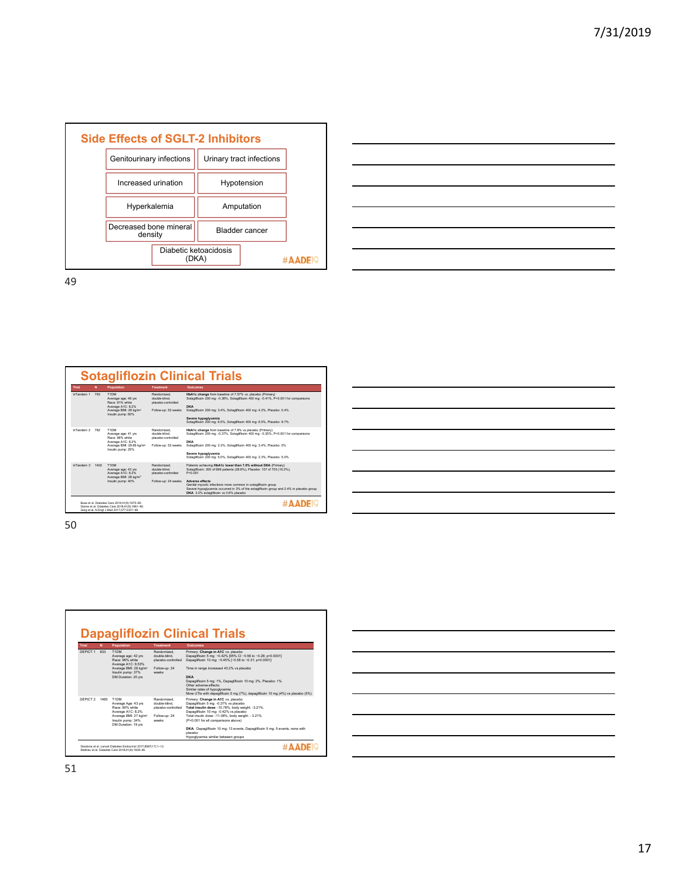## Side Effects of SGLT-2 Inhibitors

| | |
|---|---|
| Genitourinary infections | Urinary tract infections |
| Increased urination | Hypotension |
| Hyperkalemia | Amputation |
| Decreased bone mineral density | Bladder cancer |
| Diabetic ketoacidosis (DKA) | |

#AADE19

## Sotagliflozin Clinical Trials

| Trial | N | Population | Treatment | Outcomes |
|---|---|---|---|---|
| inTandem 1 | 793 | T1DM<br>Average age: 46 yrs<br>Race: 91% white<br>Average A1C: 8.2%<br>Average BMI: 29 kg/m²<br>Insulin pump: 60% | Randomized, double-blind, placebo-controlled<br>Follow-up: 52 weeks | **HbA1c change** from baseline of 7.57% vs. placebo (Primary)<br>Sotagliflozin 200 mg: -0.36%, Sotagliflozin 400 mg: -0.41%, P<0.001 for comparisons<br>**DKA**<br>Sotagliflozin 200 mg: 3.4%, Sotagliflozin 400 mg: 4.2%, Placebo: 0.4%<br>**Severe hypoglycemia**<br>Sotagliflozin 200 mg: 6.5%, Sotagliflozin 400 mg: 6.5%, Placebo: 9.7% |
| inTandem 2 | 782 | T1DM<br>Average age: 41 yrs<br>Race: 96% white<br>Average A1C: 8.2%<br>Average BMI: 29.66 kg/m²<br>Insulin pump: 25% | Randomized, double-blind, placebo-controlled<br>Follow-up: 52 weeks | **HbA1c change** from baseline of 7.8% vs placebo (Primary)<br>Sotagliflozin 200 mg: -0.37%, Sotagliflozin 400 mg: -0.35%, P<0.001 for comparisons<br>**DKA**<br>Sotagliflozin 200 mg: 2.3%, Sotagliflozin 400 mg: 3.4%, Placebo: 0%<br>**Severe hypoglycemia**<br>Sotagliflozin 200 mg: 5.0%, Sotagliflozin 400 mg: 2.3%, Placebo: 5.0% |
| inTandem 3 | 1402 | T1DM<br>Average age: 43 yrs<br>Average A1C: 8.2%<br>Average BMI: 28 kg/m²<br>Insulin pump: 40% | Randomized, double-blind, placebo-controlled<br>Follow-up: 24 weeks | Patients achieving **HbA1c lower than 7.0% without DKA** (Primary)<br>Sotagliflozin: 200 of 699 patients (28.6%), Placebo: 107 of 703 (15.2%), P<0.001<br>**Adverse effects**<br>Genital mycotic infections more common in sotagliflozin group<br>Severe hypoglycemia occurred in 3% of the sotagliflozin group and 2.4% in placebo group<br>**DKA** 3.0% sotagliflozin vs 0.6% placebo |

Buse et al. Diabetes Care 2018;41(9):1970–80.
Danne et al. Diabetes Care 2018;41(9):1981–90.
Garg et al. N Engl J Med 2017;377:2337–48.

#AADE19

## Dapagliflozin Clinical Trials

| Trial | N | Population | Treatment | Outcomes |
|---|---|---|---|---|
| DEPICT 1 | 833 | T1DM<br>Average age: 42 yrs<br>Race: 96% white<br>Average A1C: 8.53%<br>Average BMI: 28 kg/m²<br>Insulin pump: 37%<br>DM Duration: 20 yrs | Randomized, double-blind, placebo-controlled<br>Follow-up: 24 weeks | Primary: **Change in A1C** vs. placebo<br>Dapagliflozin 5 mg: −0.42% [95% CI −0.56 to −0.28; p<0.0001]<br>Dapagliflozin 10 mg: −0.45% [−0.58 to −0.31; p<0.0001]<br>Time in range increased 43.2% vs placebo<br>**DKA**<br>Dapagliflozin 5 mg: 1%, Dapagliflozin 10 mg: 2%, Placebo: 1%<br>Other adverse effects:<br>Similar rates of hypoglycemia<br>More UTIs with dapagliflozin 5 mg (7%), dapagliflozin 10 mg (4%) vs placebo (5%) |
| DEPICT 2 | 1465 | T1DM<br>Average Age: 43 yrs<br>Race: 60% white<br>Average A1C: 8.2%<br>Average BMI: 27 kg/m²<br>Insulin pump: 34%<br>DM Duration: 19 yrs | Randomized, double-blind, placebo-controlled<br>Follow-up: 24 weeks | Primary: **Change in A1C** vs. placebo<br>Dapagliflozin 5 mg: -0.37% vs placebo<br>**Total insulin dose**: -10.78%, body weight: -3.21%.<br>Dapagliflozin 10 mg: -0.42% vs placebo<br>Total insulin dose: -11.08%, body weight: - 3.21%<br>(P<0.001 for all comparisons above)<br>**DKA**: Dapagliflozin 10 mg: 13 events, Dapagliflozin 5 mg: 5 events, none with placebo<br>Hypoglycemia similar between groups |

Dandona et al. Lancet Diabetes Endocrinol 2017;8587(17):1–13.
Mathieu et al. Diabetes Care 2018;41(9):1938–46.

#AADE19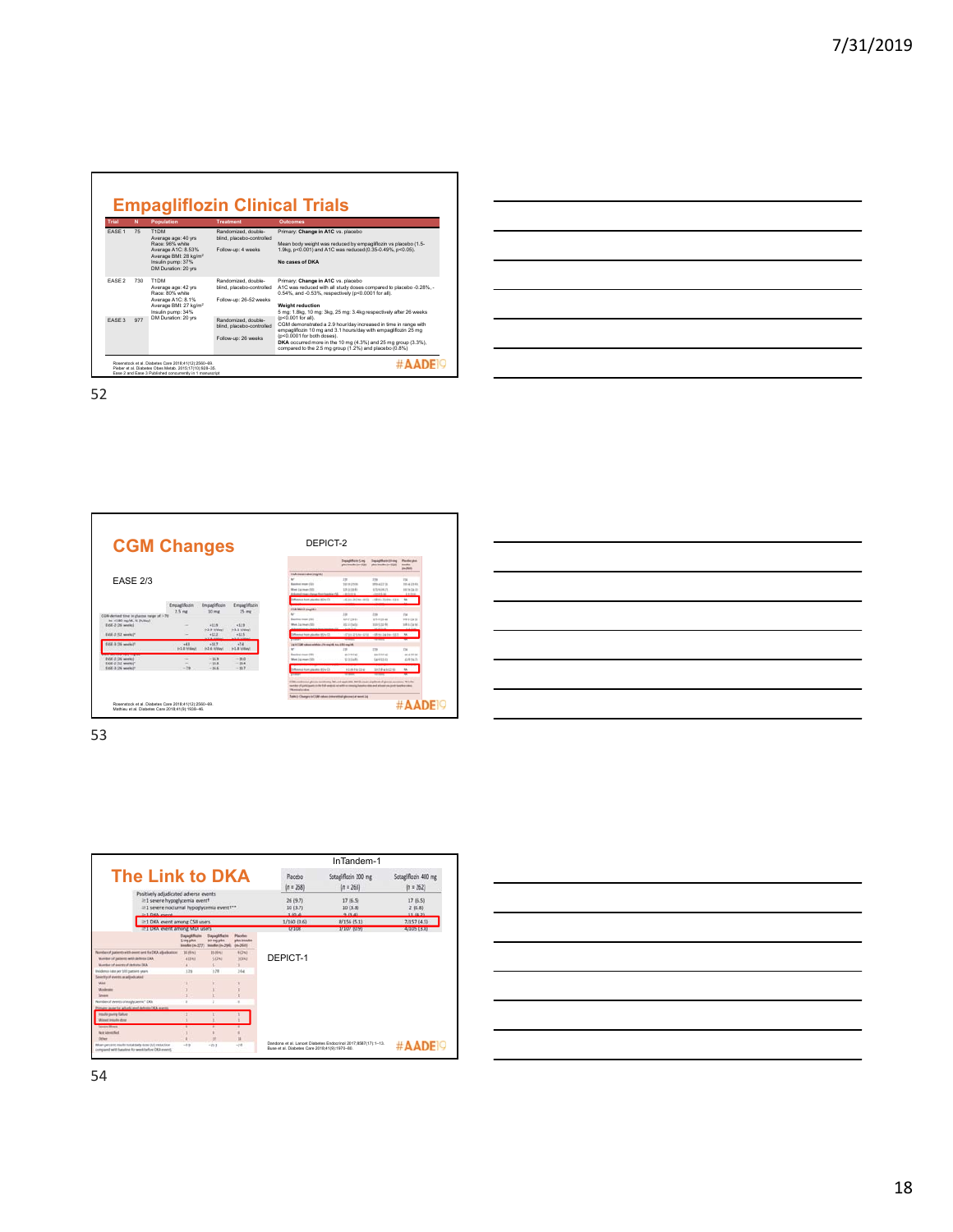## Empagliflozin Clinical Trials

| Trial | N | Population | Treatment | Outcomes |
|---|---|---|---|---|
| EASE 1 | 75 | T1DM<br>Average age: 40 yrs<br>Race: 96% white<br>Average A1C: 8.53%<br>Average BMI: 28 kg/m²<br>Insulin pump: 37%<br>DM Duration: 20 yrs | Randomized, double-blind, placebo-controlled<br>Follow-up: 4 weeks | Primary: **Change in A1C** vs. placebo<br>Mean body weight was reduced by empagliflozin vs placebo (1.5-1.9kg, p<0.001) and A1C was reduced (0.35-0.49%, p<0.05).<br>**No cases of DKA** |
| EASE 2 | 730 | T1DM<br>Average age: 42 yrs<br>Race: 80% white<br>Average A1C: 8.1%<br>Average BMI: 27 kg/m²<br>Insulin pump: 34%<br>DM Duration: 20 yrs | Randomized, double-blind, placebo-controlled<br>Follow-up: 26-52 weeks | Primary: **Change in A1C** vs. placebo<br>A1C was reduced with all study doses compared to placebo -0.28%, -0.54%, and -0.53%, respectively (p<0.0001 for all).<br>**Weight reduction**<br>5 mg: 1.8kg, 10 mg: 3kg, 25 mg: 3.4kg respectively after 26 weeks (p<0.001 for all). |
| EASE 3 | 977 | | Randomized, double-blind, placebo-controlled<br>Follow-up: 26 weeks | CGM demonstrated a 2.9 hour/day increased in time in range with empagliflozin 10 mg and 3.1 hours/day with empagliflozin 25 mg (p<0.0001 for both doses).<br>**DKA** occurred more in the 10 mg (4.3%) and 25 mg group (3.3%), compared to the 2.5 mg group (1.2%) and placebo (0.8%) |

Rosenstock et al. Diabetes Care 2018;41(12):2560–69.
Pieber et al. Diabetes Obes Metab. 2015;17(10):928–35.
Ease 2 and Ease 3 Published concurrently in 1 manuscript

## CGM Changes

EASE 2/3

| | Empagliflozin 2.5 mg | Empagliflozin 10 mg | Empagliflozin 25 mg |
|---|---|---|---|
| CGM derived time in glucose range of >70 to ≤180 mg/dL, % (h/day) | | | |
| EASE-2 (26 weeks) | — | +11.9 (+2.9 h/day) | +11.9 (+3.1 h/day) |
| EASE-2 (52 weeks)* | — | +11.2 | +11.5 |
| EASE-3 (26 weeks)* | +4.3 (+1.0 h/day) | +10.7 (+2.6 h/day) | +7.4 (+1.8 h/day) |
| EASE-2 (26 weeks) | — | −16.9 | −20.0 |
| EASE-2 (52 weeks)* | — | −15.8 | −19.4 |
| EASE-3 (26 weeks)* | −7.9 | −16.8 | −10.7 |

DEPICT-2

Rosenstock et al. Diabetes Care 2018;41(12):2560–69.
Mathieu et al. Diabetes Care 2018;41(9):1938–46.

## The Link to DKA

InTandem-1

| | Placebo (n = 268) | Sotagliflozin 200 mg (n = 263) | Sotagliflozin 400 mg (n = 262) |
|---|---|---|---|
| Positively adjudicated adverse events | | | |
| ≥1 severe hypoglycemia event† | 26 (9.7) | 17 (6.5) | 17 (6.5) |
| ≥1 severe nocturnal hypoglycemia event** | 10 (3.7) | 10 (3.8) | 2 (0.8) |
| ≥1 DKA event | 1 (0.4) | 9 (3.4) | 11 (4.2) |
| ≥1 DKA event among CSII users | 1/160 (0.6) | 8/156 (5.1) | 7/157 (4.5) |
| ≥1 DKA event among MDI users | 0/108 | 1/107 (0.9) | 4/105 (3.8) |

DEPICT-1

Dandona et al. Lancet Diabetes Endocrinol 2017;5(11):864–76.
Buse et al. Diabetes Care 2018;41(9):1970–80.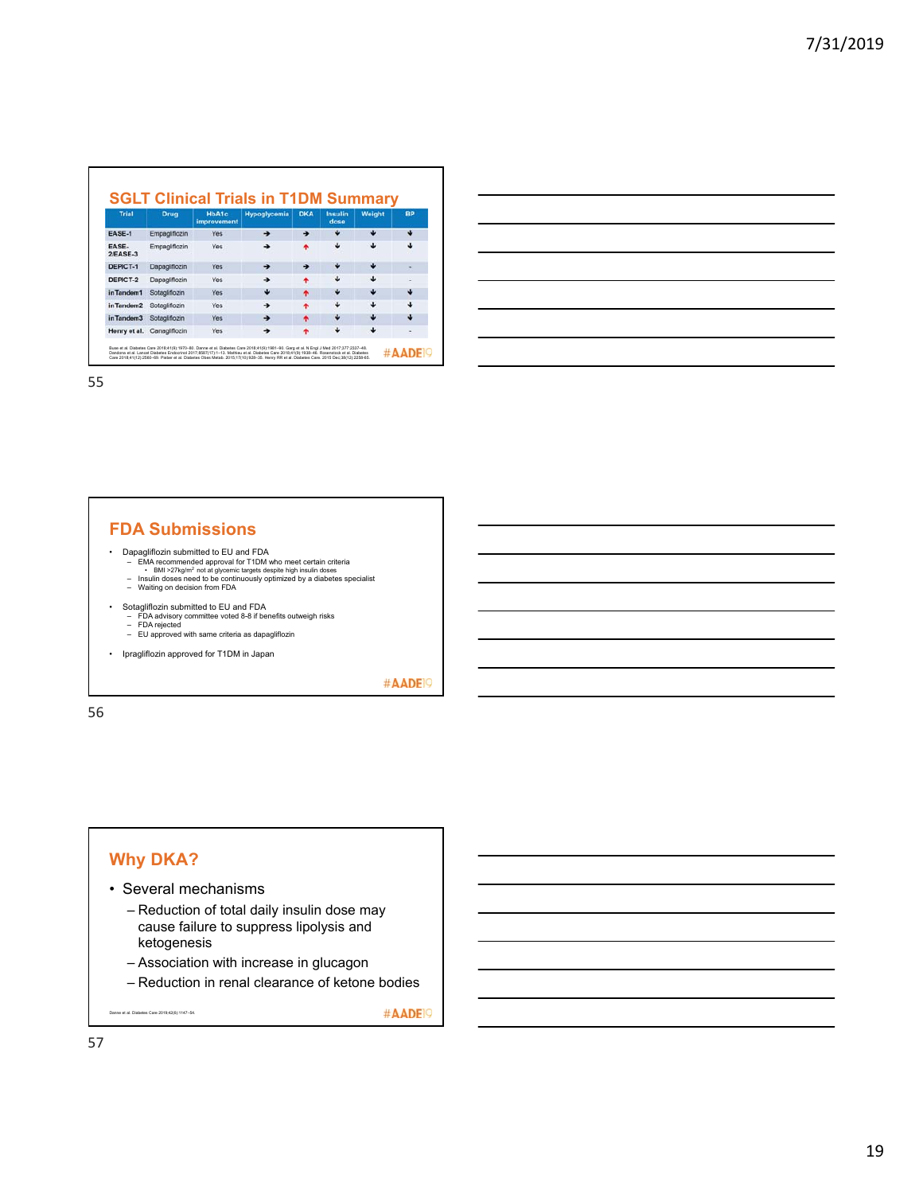## SGLT Clinical Trials in T1DM Summary

| Trial | Drug | HbA1c improvement | Hypoglycemia | DKA | Insulin dose | Weight | BP |
|---|---|---|---|---|---|---|---|
| EASE-1 | Empagliflozin | Yes | → | → | ↓ | ↓ | ↓ |
| EASE-2/EASE-3 | Empagliflozin | Yes | → | ↑ | ↓ | ↓ | ↓ |
| DEPICT-1 | Dapagliflozin | Yes | → | → | ↓ | ↓ | - |
| DEPICT-2 | Dapagliflozin | Yes | → | ↑ | ↓ | ↓ | - |
| inTandem1 | Sotagliflozin | Yes | ↓ | ↑ | ↓ | ↓ | ↓ |
| inTandem2 | Sotagliflozin | Yes | → | ↑ | ↓ | ↓ | ↓ |
| inTandem3 | Sotagliflozin | Yes | → | ↑ | ↓ | ↓ | ↓ |
| Henry et al. | Canagliflozin | Yes | → | ↑ | ↓ | ↓ | - |

Buse et al. Diabetes Care 2018;41(9):1970–80. Danne et al. Diabetes Care 2018;41(9):1981–90. Garg et al. N Engl J Med 2017;377:2337–48. Dandona et al. Lancet Diabetes Endocrinol 2017;5(11):864–76. Mathieu et al. Diabetes Care 2018;41(9):1938–46. Rosenstock et al. Diabetes Care 2018;41(12):2560–69. Pieber et al. Diabetes Obes Metab. 2015;17(10):928–35. Henry RR et al. Diabetes Care. 2015 Dec;38(12):2258-65.

#AADE19

## FDA Submissions

- Dapagliflozin submitted to EU and FDA
  - EMA recommended approval for T1DM who meet certain criteria
    - BMI >27kg/m² not at glycemic targets despite high insulin doses
  - Insulin doses need to be continuously optimized by a diabetes specialist
  - Waiting on decision from FDA
- Sotagliflozin submitted to EU and FDA
  - FDA advisory committee voted 8-8 if benefits outweigh risks
  - FDA rejected
  - EU approved with same criteria as dapagliflozin
- Ipragliflozin approved for T1DM in Japan

#AADE19

## Why DKA?

- Several mechanisms
  - Reduction of total daily insulin dose may cause failure to suppress lipolysis and ketogenesis
  - Association with increase in glucagon
  - Reduction in renal clearance of ketone bodies

Danne et al. Diabetes Care 2019;42(6):1147–54.

#AADE19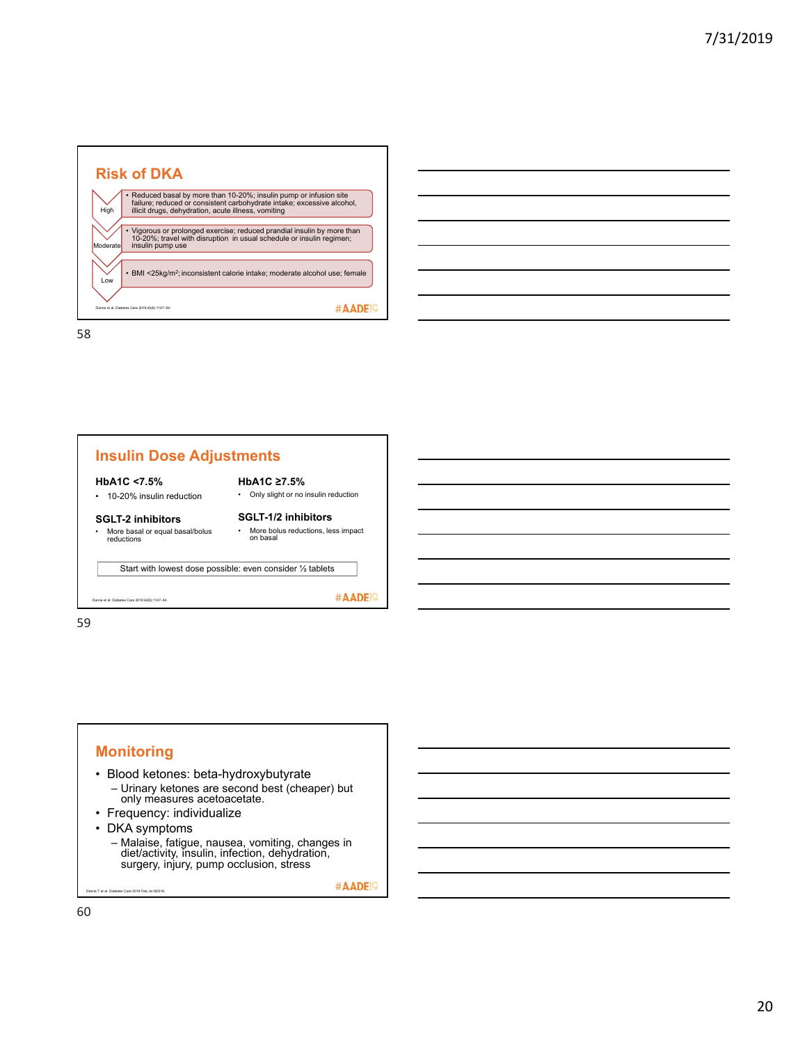## Risk of DKA

| Risk | Factors |
| --- | --- |
| High | Reduced basal by more than 10-20%; insulin pump or infusion site failure; reduced or consistent carbohydrate intake; excessive alcohol, illicit drugs, dehydration, acute illness, vomiting |
| Moderate | Vigorous or prolonged exercise; reduced prandial insulin by more than 10-20%; travel with disruption in usual schedule or insulin regimen; insulin pump use |
| Low | BMI <25kg/m²; inconsistent calorie intake; moderate alcohol use; female |

Danne et al. Diabetes Care 2019;42(6):1147–54.

#AADE19

## Insulin Dose Adjustments

**HbA1C <7.5%**

- 10-20% insulin reduction

**HbA1C ≥7.5%**

- Only slight or no insulin reduction

**SGLT-2 inhibitors**

- More basal or equal basal/bolus reductions

**SGLT-1/2 inhibitors**

- More bolus reductions, less impact on basal

Start with lowest dose possible: even consider ½ tablets

Danne et al. Diabetes Care 2019;42(6):1147–54.

#AADE19

## Monitoring

- Blood ketones: beta-hydroxybutyrate
  - Urinary ketones are second best (cheaper) but only measures acetoacetate.
- Frequency: individualize
- DKA symptoms
  - Malaise, fatigue, nausea, vomiting, changes in diet/activity, insulin, infection, dehydration, surgery, injury, pump occlusion, stress

Danne T et al. Diabetes Care 2019 Feb;dc182316.

#AADE19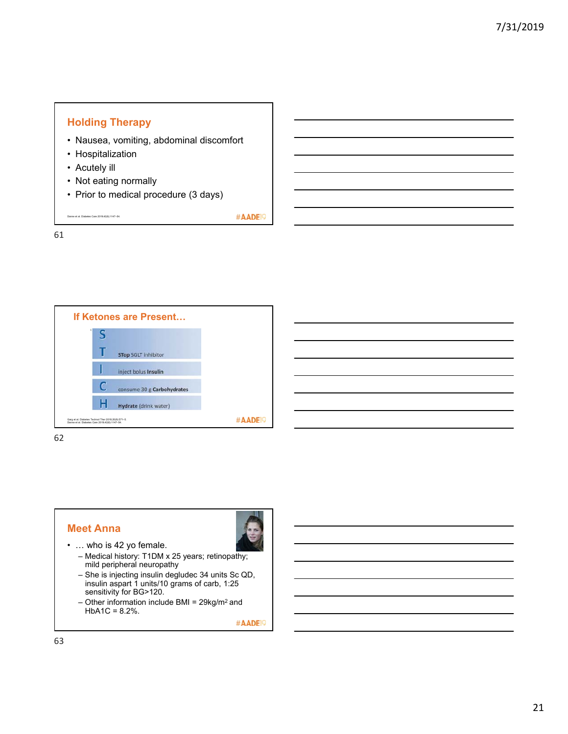## Holding Therapy

- Nausea, vomiting, abdominal discomfort
- Hospitalization
- Acutely ill
- Not eating normally
- Prior to medical procedure (3 days)

Danne et al. Diabetes Care 2019;42(6):1147–54.

#AADE19

## If Ketones are Present…

- **S**
- **T** — **STop** SGLT inhibitor
- **I** — inject bolus **Insulin**
- **C** — consume 30 g **Carbohydrates**
- **H** — **Hydrate** (drink water)

Garg et al. Diabetes Technol Ther 2018;20(9):571–5.
Danne et al. Diabetes Care 2019;42(6):1147–54.

#AADE19

## Meet Anna

- … who is 42 yo female.
  - Medical history: T1DM x 25 years; retinopathy; mild peripheral neuropathy
  - She is injecting insulin degludec 34 units Sc QD, insulin aspart 1 units/10 grams of carb, 1:25 sensitivity for BG>120.
  - Other information include BMI = 29kg/m$^2$ and HbA1C = 8.2%.

#AADE19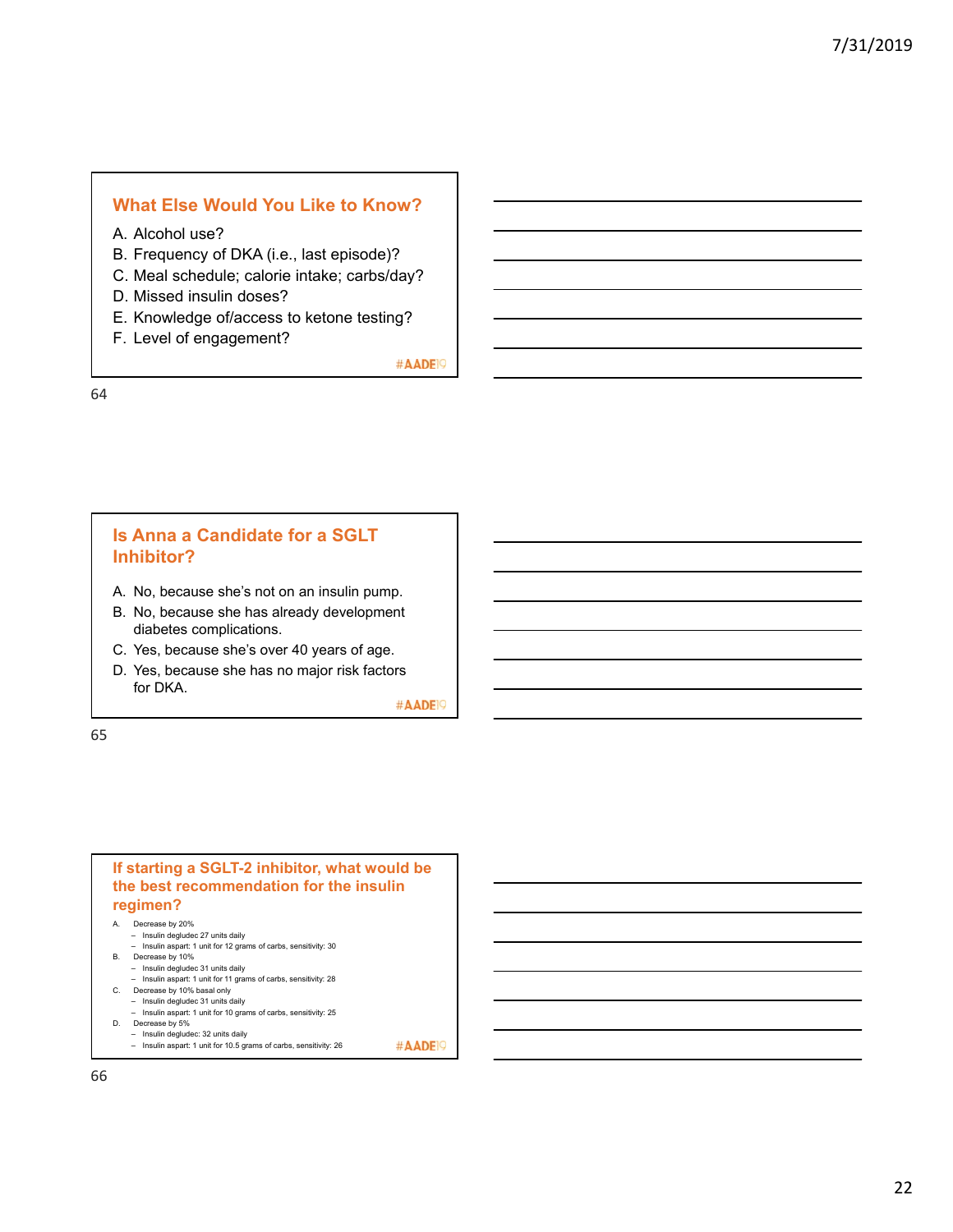## What Else Would You Like to Know?

A. Alcohol use?
B. Frequency of DKA (i.e., last episode)?
C. Meal schedule; calorie intake; carbs/day?
D. Missed insulin doses?
E. Knowledge of/access to ketone testing?
F. Level of engagement?

#AADE19

## Is Anna a Candidate for a SGLT Inhibitor?

A. No, because she's not on an insulin pump.
B. No, because she has already development diabetes complications.
C. Yes, because she's over 40 years of age.
D. Yes, because she has no major risk factors for DKA.

#AADE19

## If starting a SGLT-2 inhibitor, what would be the best recommendation for the insulin regimen?

A. Decrease by 20%
   - Insulin degludec 27 units daily
   - Insulin aspart: 1 unit for 12 grams of carbs, sensitivity: 30
B. Decrease by 10%
   - Insulin degludec 31 units daily
   - Insulin aspart: 1 unit for 11 grams of carbs, sensitivity: 28
C. Decrease by 10% basal only
   - Insulin degludec 31 units daily
   - Insulin aspart: 1 unit for 10 grams of carbs, sensitivity: 25
D. Decrease by 5%
   - Insulin degludec: 32 units daily
   - Insulin aspart: 1 unit for 10.5 grams of carbs, sensitivity: 26

#AADE19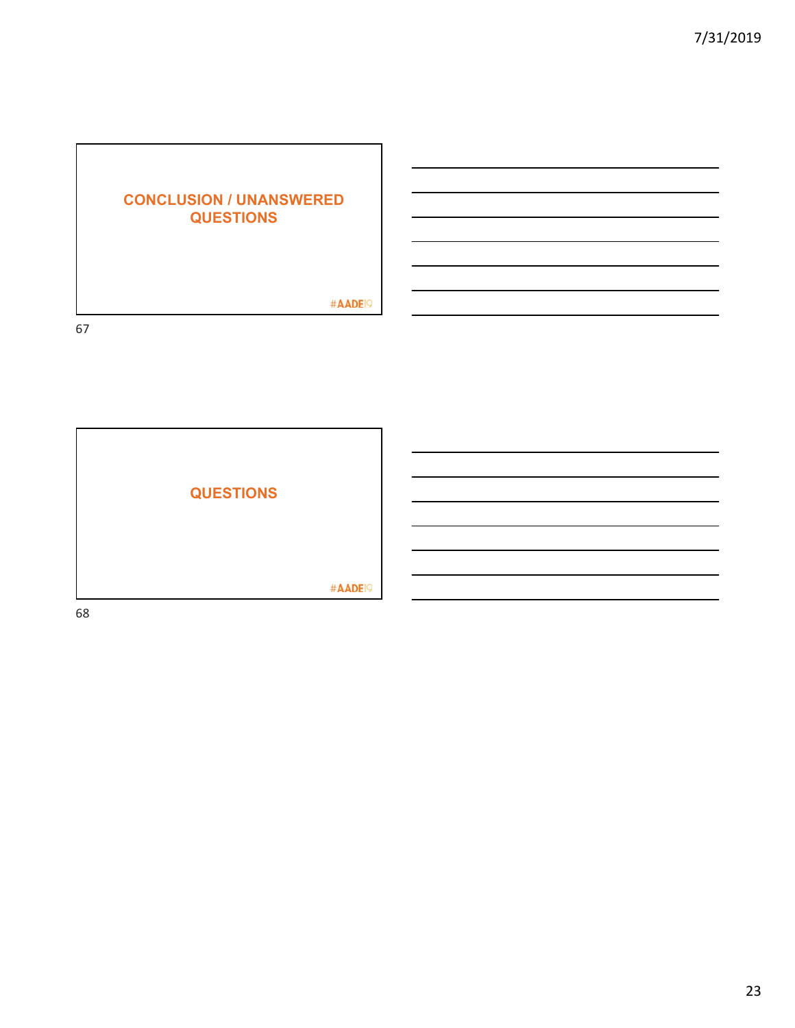## CONCLUSION / UNANSWERED QUESTIONS

#AADE19

67

## QUESTIONS

#AADE19

68